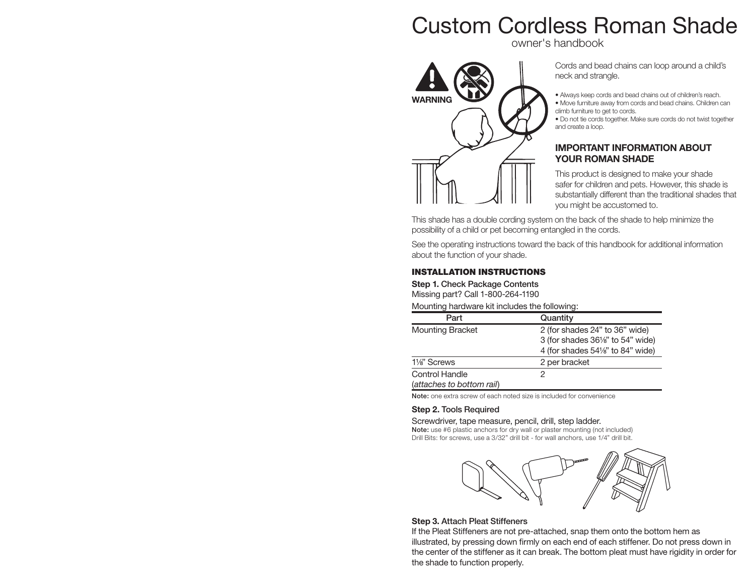# Custom Cordless Roman Shade

owner's handbook

**WARNING**

Cords and bead chains can loop around a child's neck and strangle.

- Always keep cords and bead chains out of children's reach.
- Move furniture away from cords and bead chains. Children can climb furniture to get to cords.
- Do not tie cords together. Make sure cords do not twist together and create a loop.

## IMPORTANT INFORMATION ABOUT YOUR ROMAN SHADE

This product is designed to make your shade safer for children and pets. However, this shade is substantially different than the traditional shades that you might be accustomed to.

This shade has a double cording system on the back of the shade to help minimize the possibility of a child or pet becoming entangled in the cords.

See the operating instructions toward the back of this handbook for additional information about the function of your shade.

## INSTALLATION INSTRUCTIONS

**Step 1.** Check Package Contents

Missing part? Call 1-800-264-1190

Mounting hardware kit includes the following:

| Part | Quantity |
|---|---|
| Mounting Bracket | 2 (for shades 24" to 36" wide)<br>3 (for shades 36⅛" to 54" wide)<br>4 (for shades 54⅛" to 84" wide) |
| 1⅛" Screws | 2 per bracket |
| Control Handle<br>(*attaches to bottom rail*) | 2 |

**Note:** one extra screw of each noted size is included for convenience

**Step 2.** Tools Required

Screwdriver, tape measure, pencil, drill, step ladder.

**Note:** use #6 plastic anchors for dry wall or plaster mounting (not included)
Drill Bits: for screws, use a 3/32" drill bit - for wall anchors, use 1/4" drill bit.

**Step 3.** Attach Pleat Stiffeners

If the Pleat Stiffeners are not pre-attached, snap them onto the bottom hem as illustrated, by pressing down firmly on each end of each stiffener. Do not press down in the center of the stiffener as it can break. The bottom pleat must have rigidity in order for the shade to function properly.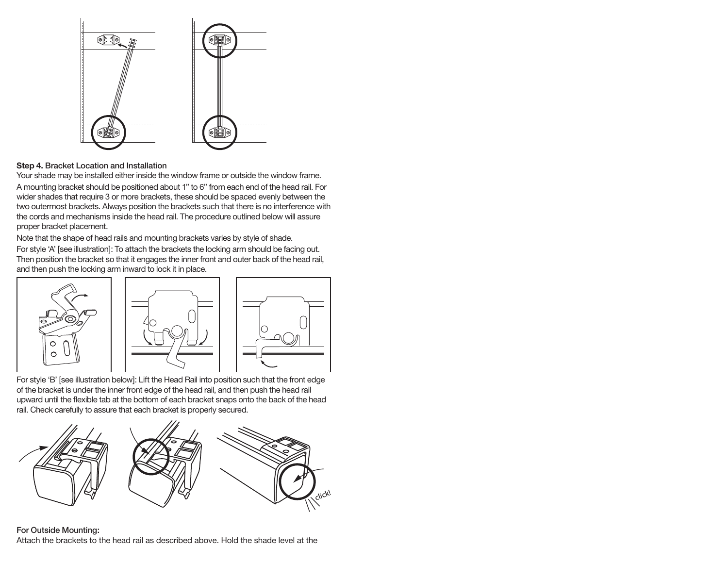**Step 4.** Bracket Location and Installation

Your shade may be installed either inside the window frame or outside the window frame.

A mounting bracket should be positioned about 1" to 6" from each end of the head rail. For wider shades that require 3 or more brackets, these should be spaced evenly between the two outermost brackets. Always position the brackets such that there is no interference with the cords and mechanisms inside the head rail. The procedure outlined below will assure proper bracket placement.

Note that the shape of head rails and mounting brackets varies by style of shade.

For style 'A' [see illustration]: To attach the brackets the locking arm should be facing out. Then position the bracket so that it engages the inner front and outer back of the head rail, and then push the locking arm inward to lock it in place.

For style 'B' [see illustration below]: Lift the Head Rail into position such that the front edge of the bracket is under the inner front edge of the head rail, and then push the head rail upward until the flexible tab at the bottom of each bracket snaps onto the back of the head rail. Check carefully to assure that each bracket is properly secured.

**For Outside Mounting:**

Attach the brackets to the head rail as described above. Hold the shade level at the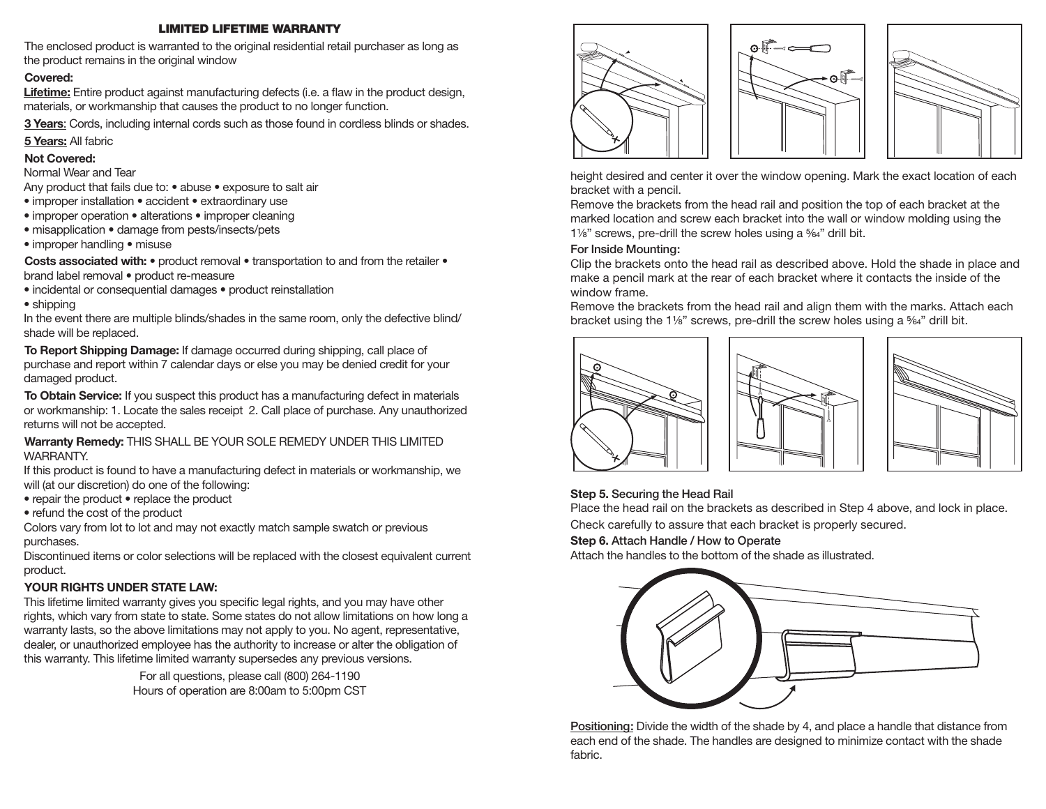## LIMITED LIFETIME WARRANTY

The enclosed product is warranted to the original residential retail purchaser as long as the product remains in the original window

**Covered:**

**Lifetime:** Entire product against manufacturing defects (i.e. a flaw in the product design, materials, or workmanship that causes the product to no longer function.

**3 Years**: Cords, including internal cords such as those found in cordless blinds or shades.

**5 Years:** All fabric

**Not Covered:**

Normal Wear and Tear

Any product that fails due to: • abuse • exposure to salt air
• improper installation • accident • extraordinary use
• improper operation • alterations • improper cleaning
• misapplication • damage from pests/insects/pets
• improper handling • misuse

**Costs associated with:** • product removal • transportation to and from the retailer • brand label removal • product re-measure
• incidental or consequential damages • product reinstallation
• shipping

In the event there are multiple blinds/shades in the same room, only the defective blind/shade will be replaced.

**To Report Shipping Damage:** If damage occurred during shipping, call place of purchase and report within 7 calendar days or else you may be denied credit for your damaged product.

**To Obtain Service:** If you suspect this product has a manufacturing defect in materials or workmanship: 1. Locate the sales receipt 2. Call place of purchase. Any unauthorized returns will not be accepted.

**Warranty Remedy:** THIS SHALL BE YOUR SOLE REMEDY UNDER THIS LIMITED WARRANTY.

If this product is found to have a manufacturing defect in materials or workmanship, we will (at our discretion) do one of the following:
• repair the product • replace the product
• refund the cost of the product

Colors vary from lot to lot and may not exactly match sample swatch or previous purchases.

Discontinued items or color selections will be replaced with the closest equivalent current product.

**YOUR RIGHTS UNDER STATE LAW:**

This lifetime limited warranty gives you specific legal rights, and you may have other rights, which vary from state to state. Some states do not allow limitations on how long a warranty lasts, so the above limitations may not apply to you. No agent, representative, dealer, or unauthorized employee has the authority to increase or alter the obligation of this warranty. This lifetime limited warranty supersedes any previous versions.

For all questions, please call (800) 264-1190
Hours of operation are 8:00am to 5:00pm CST

height desired and center it over the window opening. Mark the exact location of each bracket with a pencil.

Remove the brackets from the head rail and position the top of each bracket at the marked location and screw each bracket into the wall or window molding using the 1⅛" screws, pre-drill the screw holes using a 5/64" drill bit.

**For Inside Mounting:**

Clip the brackets onto the head rail as described above. Hold the shade in place and make a pencil mark at the rear of each bracket where it contacts the inside of the window frame.

Remove the brackets from the head rail and align them with the marks. Attach each bracket using the 1⅛" screws, pre-drill the screw holes using a 5/64" drill bit.

**Step 5.** Securing the Head Rail

Place the head rail on the brackets as described in Step 4 above, and lock in place.

Check carefully to assure that each bracket is properly secured.

**Step 6.** Attach Handle / How to Operate

Attach the handles to the bottom of the shade as illustrated.

**Positioning:** Divide the width of the shade by 4, and place a handle that distance from each end of the shade. The handles are designed to minimize contact with the shade fabric.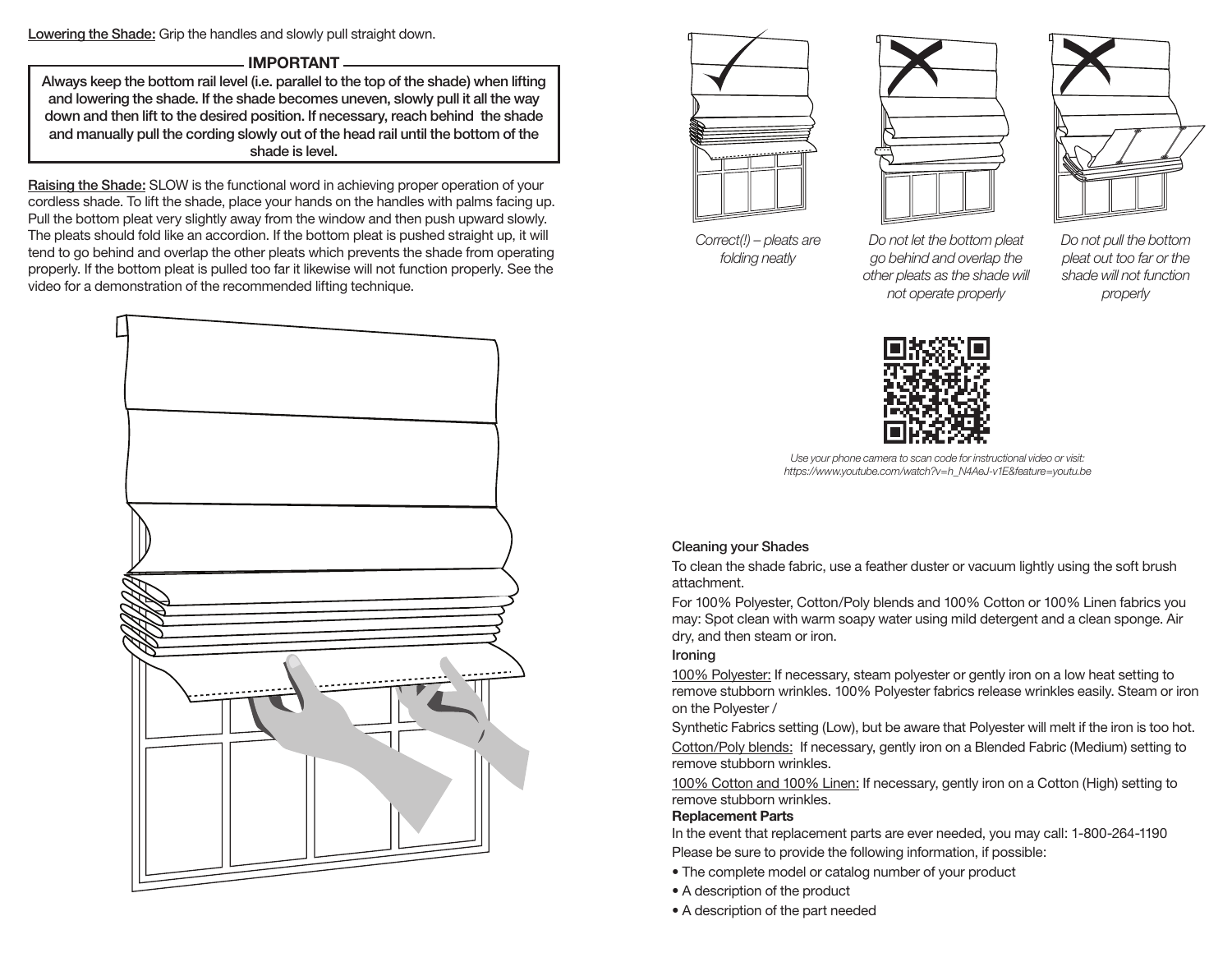<u>Lowering the Shade:</u> Grip the handles and slowly pull straight down.

**IMPORTANT**

**Always keep the bottom rail level (i.e. parallel to the top of the shade) when lifting and lowering the shade. If the shade becomes uneven, slowly pull it all the way down and then lift to the desired position. If necessary, reach behind the shade and manually pull the cording slowly out of the head rail until the bottom of the shade is level.**

<u>Raising the Shade:</u> SLOW is the functional word in achieving proper operation of your cordless shade. To lift the shade, place your hands on the handles with palms facing up. Pull the bottom pleat very slightly away from the window and then push upward slowly. The pleats should fold like an accordion. If the bottom pleat is pushed straight up, it will tend to go behind and overlap the other pleats which prevents the shade from operating properly. If the bottom pleat is pulled too far it likewise will not function properly. See the video for a demonstration of the recommended lifting technique.

*Correct(!) – pleats are folding neatly*

*Do not let the bottom pleat go behind and overlap the other pleats as the shade will not operate properly*

*Do not pull the bottom pleat out too far or the shade will not function properly*

*Use your phone camera to scan code for instructional video or visit: https://www.youtube.com/watch?v=h_N4AeJ-v1E&feature=youtu.be*

### Cleaning your Shades

To clean the shade fabric, use a feather duster or vacuum lightly using the soft brush attachment.

For 100% Polyester, Cotton/Poly blends and 100% Cotton or 100% Linen fabrics you may: Spot clean with warm soapy water using mild detergent and a clean sponge. Air dry, and then steam or iron.

### Ironing

<u>100% Polyester:</u> If necessary, steam polyester or gently iron on a low heat setting to remove stubborn wrinkles. 100% Polyester fabrics release wrinkles easily. Steam or iron on the Polyester /

Synthetic Fabrics setting (Low), but be aware that Polyester will melt if the iron is too hot.

<u>Cotton/Poly blends:</u> If necessary, gently iron on a Blended Fabric (Medium) setting to remove stubborn wrinkles.

<u>100% Cotton and 100% Linen:</u> If necessary, gently iron on a Cotton (High) setting to remove stubborn wrinkles.

### Replacement Parts

In the event that replacement parts are ever needed, you may call: 1-800-264-1190

Please be sure to provide the following information, if possible:

- The complete model or catalog number of your product
- A description of the product
- A description of the part needed